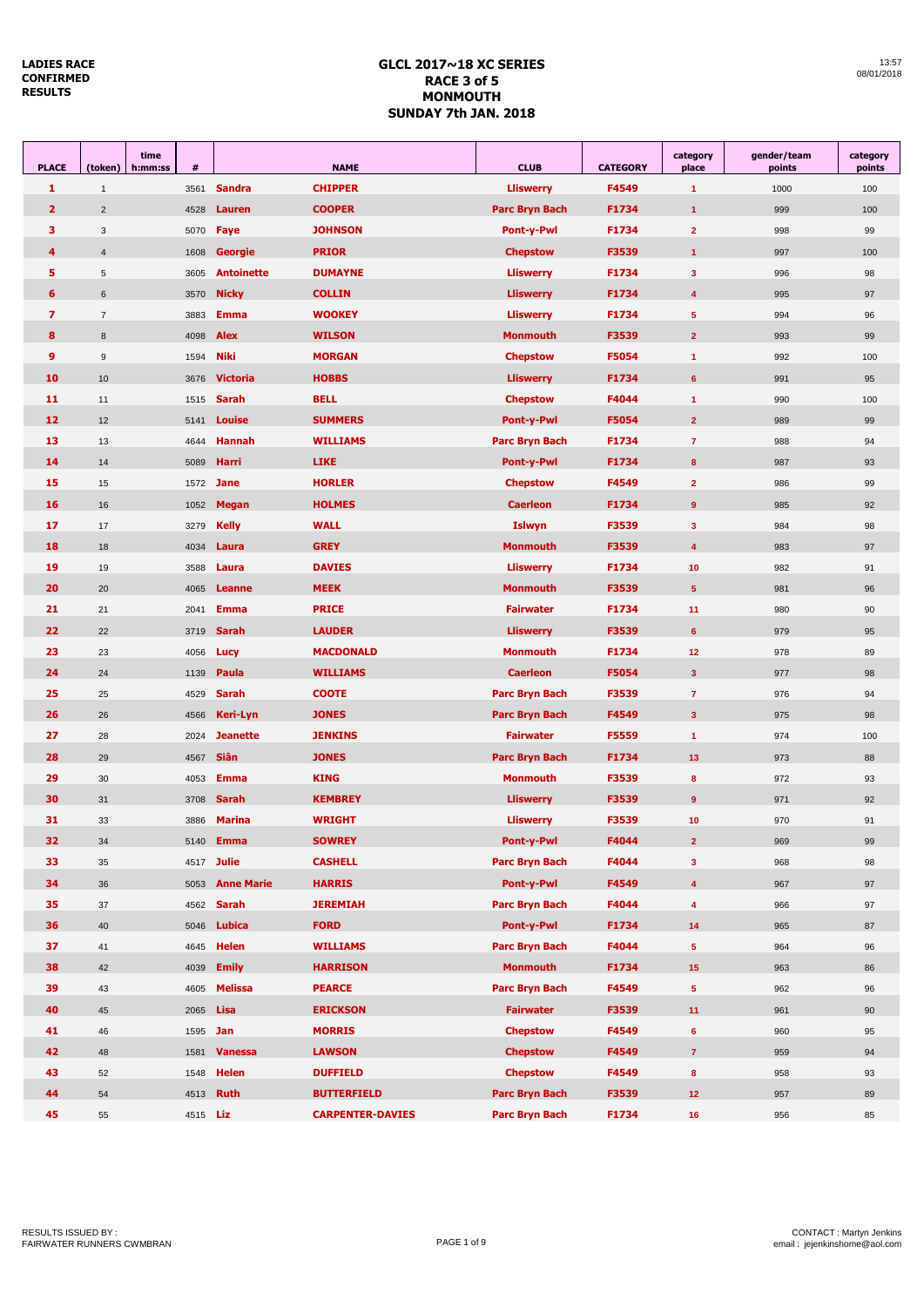**LADIES RACE**
**CONFIRMED**
**RESULTS**

# GLCL 2017~18 XC SERIES
## RACE 3 of 5
## MONMOUTH
## SUNDAY 7th JAN. 2018

13:57
08/01/2018

| PLACE | (token) | time h:mm:ss | # | NAME | | CLUB | CATEGORY | category place | gender/team points | category points |
|---|---|---|---|---|---|---|---|---|---|---|
| 1 | 1 | | 3561 | Sandra | CHIPPER | Lliswerry | F4549 | 1 | 1000 | 100 |
| 2 | 2 | | 4528 | Lauren | COOPER | Parc Bryn Bach | F1734 | 1 | 999 | 100 |
| 3 | 3 | | 5070 | Faye | JOHNSON | Pont-y-Pwl | F1734 | 2 | 998 | 99 |
| 4 | 4 | | 1608 | Georgie | PRIOR | Chepstow | F3539 | 1 | 997 | 100 |
| 5 | 5 | | 3605 | Antoinette | DUMAYNE | Lliswerry | F1734 | 3 | 996 | 98 |
| 6 | 6 | | 3570 | Nicky | COLLIN | Lliswerry | F1734 | 4 | 995 | 97 |
| 7 | 7 | | 3883 | Emma | WOOKEY | Lliswerry | F1734 | 5 | 994 | 96 |
| 8 | 8 | | 4098 | Alex | WILSON | Monmouth | F3539 | 2 | 993 | 99 |
| 9 | 9 | | 1594 | Niki | MORGAN | Chepstow | F5054 | 1 | 992 | 100 |
| 10 | 10 | | 3676 | Victoria | HOBBS | Lliswerry | F1734 | 6 | 991 | 95 |
| 11 | 11 | | 1515 | Sarah | BELL | Chepstow | F4044 | 1 | 990 | 100 |
| 12 | 12 | | 5141 | Louise | SUMMERS | Pont-y-Pwl | F5054 | 2 | 989 | 99 |
| 13 | 13 | | 4644 | Hannah | WILLIAMS | Parc Bryn Bach | F1734 | 7 | 988 | 94 |
| 14 | 14 | | 5089 | Harri | LIKE | Pont-y-Pwl | F1734 | 8 | 987 | 93 |
| 15 | 15 | | 1572 | Jane | HORLER | Chepstow | F4549 | 2 | 986 | 99 |
| 16 | 16 | | 1052 | Megan | HOLMES | Caerleon | F1734 | 9 | 985 | 92 |
| 17 | 17 | | 3279 | Kelly | WALL | Islwyn | F3539 | 3 | 984 | 98 |
| 18 | 18 | | 4034 | Laura | GREY | Monmouth | F3539 | 4 | 983 | 97 |
| 19 | 19 | | 3588 | Laura | DAVIES | Lliswerry | F1734 | 10 | 982 | 91 |
| 20 | 20 | | 4065 | Leanne | MEEK | Monmouth | F3539 | 5 | 981 | 96 |
| 21 | 21 | | 2041 | Emma | PRICE | Fairwater | F1734 | 11 | 980 | 90 |
| 22 | 22 | | 3719 | Sarah | LAUDER | Lliswerry | F3539 | 6 | 979 | 95 |
| 23 | 23 | | 4056 | Lucy | MACDONALD | Monmouth | F1734 | 12 | 978 | 89 |
| 24 | 24 | | 1139 | Paula | WILLIAMS | Caerleon | F5054 | 3 | 977 | 98 |
| 25 | 25 | | 4529 | Sarah | COOTE | Parc Bryn Bach | F3539 | 7 | 976 | 94 |
| 26 | 26 | | 4566 | Keri-Lyn | JONES | Parc Bryn Bach | F4549 | 3 | 975 | 98 |
| 27 | 28 | | 2024 | Jeanette | JENKINS | Fairwater | F5559 | 1 | 974 | 100 |
| 28 | 29 | | 4567 | Siân | JONES | Parc Bryn Bach | F1734 | 13 | 973 | 88 |
| 29 | 30 | | 4053 | Emma | KING | Monmouth | F3539 | 8 | 972 | 93 |
| 30 | 31 | | 3708 | Sarah | KEMBREY | Lliswerry | F3539 | 9 | 971 | 92 |
| 31 | 33 | | 3886 | Marina | WRIGHT | Lliswerry | F3539 | 10 | 970 | 91 |
| 32 | 34 | | 5140 | Emma | SOWREY | Pont-y-Pwl | F4044 | 2 | 969 | 99 |
| 33 | 35 | | 4517 | Julie | CASHELL | Parc Bryn Bach | F4044 | 3 | 968 | 98 |
| 34 | 36 | | 5053 | Anne Marie | HARRIS | Pont-y-Pwl | F4549 | 4 | 967 | 97 |
| 35 | 37 | | 4562 | Sarah | JEREMIAH | Parc Bryn Bach | F4044 | 4 | 966 | 97 |
| 36 | 40 | | 5046 | Lubica | FORD | Pont-y-Pwl | F1734 | 14 | 965 | 87 |
| 37 | 41 | | 4645 | Helen | WILLIAMS | Parc Bryn Bach | F4044 | 5 | 964 | 96 |
| 38 | 42 | | 4039 | Emily | HARRISON | Monmouth | F1734 | 15 | 963 | 86 |
| 39 | 43 | | 4605 | Melissa | PEARCE | Parc Bryn Bach | F4549 | 5 | 962 | 96 |
| 40 | 45 | | 2065 | Lisa | ERICKSON | Fairwater | F3539 | 11 | 961 | 90 |
| 41 | 46 | | 1595 | Jan | MORRIS | Chepstow | F4549 | 6 | 960 | 95 |
| 42 | 48 | | 1581 | Vanessa | LAWSON | Chepstow | F4549 | 7 | 959 | 94 |
| 43 | 52 | | 1548 | Helen | DUFFIELD | Chepstow | F4549 | 8 | 958 | 93 |
| 44 | 54 | | 4513 | Ruth | BUTTERFIELD | Parc Bryn Bach | F3539 | 12 | 957 | 89 |
| 45 | 55 | | 4515 | Liz | CARPENTER-DAVIES | Parc Bryn Bach | F1734 | 16 | 956 | 85 |

RESULTS ISSUED BY :
FAIRWATER RUNNERS CWMBRAN

CONTACT : Martyn Jenkins
email : jejenkinshome@aol.com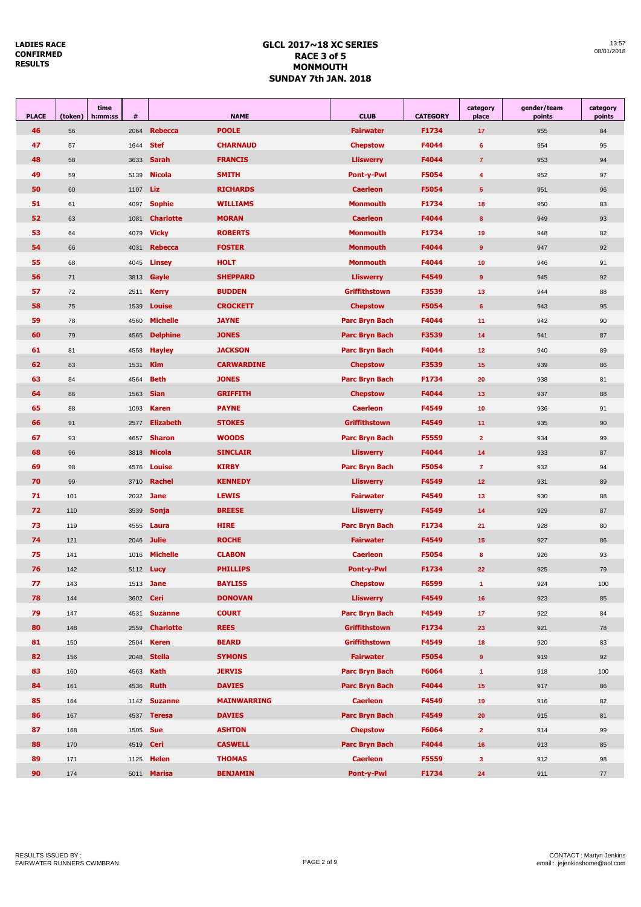LADIES RACE
CONFIRMED
RESULTS

# GLCL 2017~18 XC SERIES
## RACE 3 of 5
## MONMOUTH
## SUNDAY 7th JAN. 2018

13:57
08/01/2018

| PLACE | (token) | time h:mm:ss | # | NAME | | CLUB | CATEGORY | category place | gender/team points | category points |
|---|---|---|---|---|---|---|---|---|---|---|
| 46 | 56 | | 2064 | Rebecca | POOLE | Fairwater | F1734 | 17 | 955 | 84 |
| 47 | 57 | | 1644 | Stef | CHARNAUD | Chepstow | F4044 | 6 | 954 | 95 |
| 48 | 58 | | 3633 | Sarah | FRANCIS | Lliswerry | F4044 | 7 | 953 | 94 |
| 49 | 59 | | 5139 | Nicola | SMITH | Pont-y-Pwl | F5054 | 4 | 952 | 97 |
| 50 | 60 | | 1107 | Liz | RICHARDS | Caerleon | F5054 | 5 | 951 | 96 |
| 51 | 61 | | 4097 | Sophie | WILLIAMS | Monmouth | F1734 | 18 | 950 | 83 |
| 52 | 63 | | 1081 | Charlotte | MORAN | Caerleon | F4044 | 8 | 949 | 93 |
| 53 | 64 | | 4079 | Vicky | ROBERTS | Monmouth | F1734 | 19 | 948 | 82 |
| 54 | 66 | | 4031 | Rebecca | FOSTER | Monmouth | F4044 | 9 | 947 | 92 |
| 55 | 68 | | 4045 | Linsey | HOLT | Monmouth | F4044 | 10 | 946 | 91 |
| 56 | 71 | | 3813 | Gayle | SHEPPARD | Lliswerry | F4549 | 9 | 945 | 92 |
| 57 | 72 | | 2511 | Kerry | BUDDEN | Griffithstown | F3539 | 13 | 944 | 88 |
| 58 | 75 | | 1539 | Louise | CROCKETT | Chepstow | F5054 | 6 | 943 | 95 |
| 59 | 78 | | 4560 | Michelle | JAYNE | Parc Bryn Bach | F4044 | 11 | 942 | 90 |
| 60 | 79 | | 4565 | Delphine | JONES | Parc Bryn Bach | F3539 | 14 | 941 | 87 |
| 61 | 81 | | 4558 | Hayley | JACKSON | Parc Bryn Bach | F4044 | 12 | 940 | 89 |
| 62 | 83 | | 1531 | Kim | CARWARDINE | Chepstow | F3539 | 15 | 939 | 86 |
| 63 | 84 | | 4564 | Beth | JONES | Parc Bryn Bach | F1734 | 20 | 938 | 81 |
| 64 | 86 | | 1563 | Sian | GRIFFITH | Chepstow | F4044 | 13 | 937 | 88 |
| 65 | 88 | | 1093 | Karen | PAYNE | Caerleon | F4549 | 10 | 936 | 91 |
| 66 | 91 | | 2577 | Elizabeth | STOKES | Griffithstown | F4549 | 11 | 935 | 90 |
| 67 | 93 | | 4657 | Sharon | WOODS | Parc Bryn Bach | F5559 | 2 | 934 | 99 |
| 68 | 96 | | 3818 | Nicola | SINCLAIR | Lliswerry | F4044 | 14 | 933 | 87 |
| 69 | 98 | | 4576 | Louise | KIRBY | Parc Bryn Bach | F5054 | 7 | 932 | 94 |
| 70 | 99 | | 3710 | Rachel | KENNEDY | Lliswerry | F4549 | 12 | 931 | 89 |
| 71 | 101 | | 2032 | Jane | LEWIS | Fairwater | F4549 | 13 | 930 | 88 |
| 72 | 110 | | 3539 | Sonja | BREESE | Lliswerry | F4549 | 14 | 929 | 87 |
| 73 | 119 | | 4555 | Laura | HIRE | Parc Bryn Bach | F1734 | 21 | 928 | 80 |
| 74 | 121 | | 2046 | Julie | ROCHE | Fairwater | F4549 | 15 | 927 | 86 |
| 75 | 141 | | 1016 | Michelle | CLABON | Caerleon | F5054 | 8 | 926 | 93 |
| 76 | 142 | | 5112 | Lucy | PHILLIPS | Pont-y-Pwl | F1734 | 22 | 925 | 79 |
| 77 | 143 | | 1513 | Jane | BAYLISS | Chepstow | F6599 | 1 | 924 | 100 |
| 78 | 144 | | 3602 | Ceri | DONOVAN | Lliswerry | F4549 | 16 | 923 | 85 |
| 79 | 147 | | 4531 | Suzanne | COURT | Parc Bryn Bach | F4549 | 17 | 922 | 84 |
| 80 | 148 | | 2559 | Charlotte | REES | Griffithstown | F1734 | 23 | 921 | 78 |
| 81 | 150 | | 2504 | Keren | BEARD | Griffithstown | F4549 | 18 | 920 | 83 |
| 82 | 156 | | 2048 | Stella | SYMONS | Fairwater | F5054 | 9 | 919 | 92 |
| 83 | 160 | | 4563 | Kath | JERVIS | Parc Bryn Bach | F6064 | 1 | 918 | 100 |
| 84 | 161 | | 4536 | Ruth | DAVIES | Parc Bryn Bach | F4044 | 15 | 917 | 86 |
| 85 | 164 | | 1142 | Suzanne | MAINWARRING | Caerleon | F4549 | 19 | 916 | 82 |
| 86 | 167 | | 4537 | Teresa | DAVIES | Parc Bryn Bach | F4549 | 20 | 915 | 81 |
| 87 | 168 | | 1505 | Sue | ASHTON | Chepstow | F6064 | 2 | 914 | 99 |
| 88 | 170 | | 4519 | Ceri | CASWELL | Parc Bryn Bach | F4044 | 16 | 913 | 85 |
| 89 | 171 | | 1125 | Helen | THOMAS | Caerleon | F5559 | 3 | 912 | 98 |
| 90 | 174 | | 5011 | Marisa | BENJAMIN | Pont-y-Pwl | F1734 | 24 | 911 | 77 |

RESULTS ISSUED BY :
FAIRWATER RUNNERS CWMBRAN

CONTACT : Martyn Jenkins
email : jejenkinshome@aol.com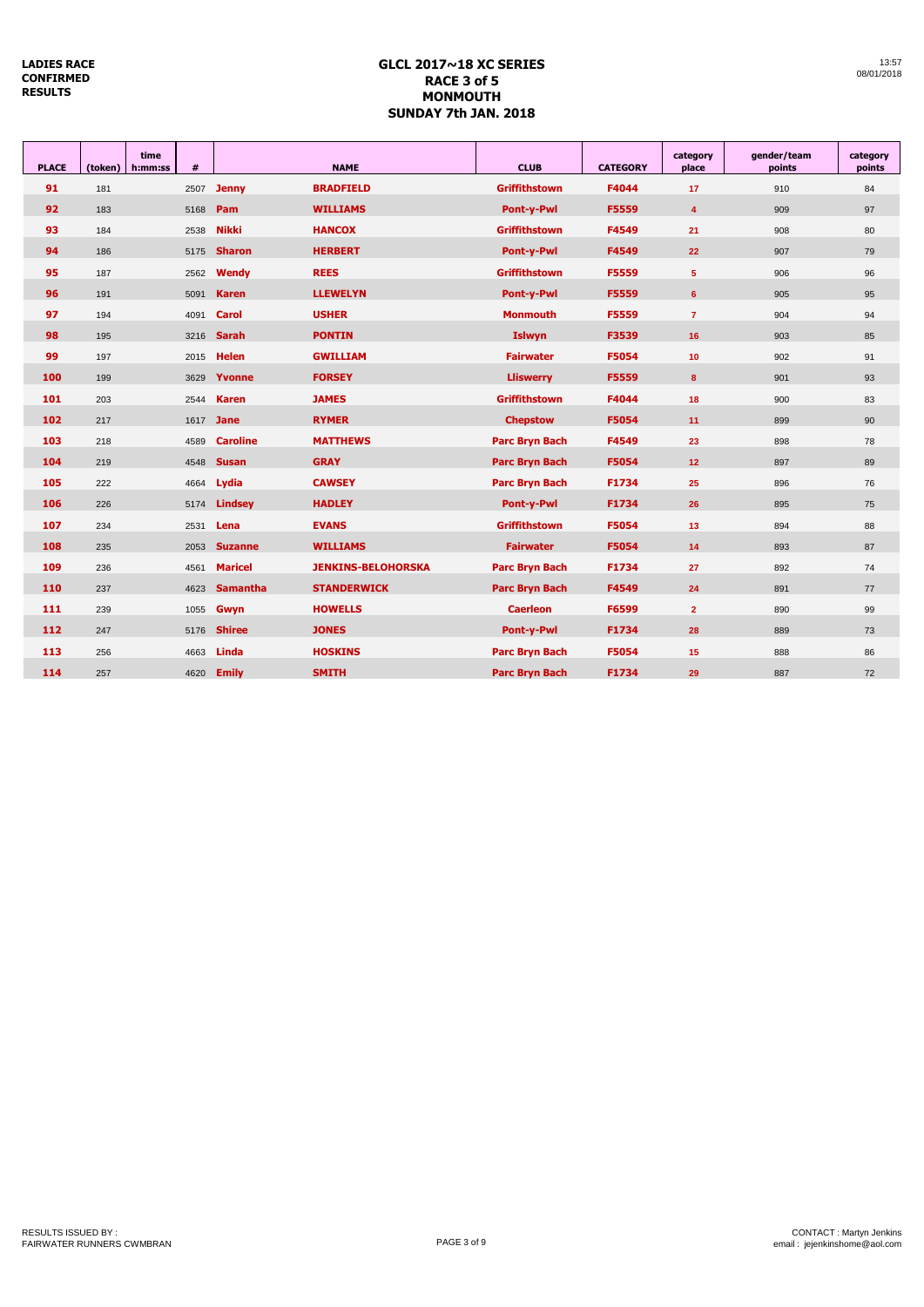**LADIES RACE CONFIRMED RESULTS**

# GLCL 2017~18 XC SERIES
## RACE 3 of 5
## MONMOUTH
## SUNDAY 7th JAN. 2018

13:57
08/01/2018

| PLACE | (token) | time h:mm:ss | # | NAME | | CLUB | CATEGORY | category place | gender/team points | category points |
|---|---|---|---|---|---|---|---|---|---|---|
| 91 | 181 | | 2507 | Jenny | BRADFIELD | Griffithstown | F4044 | 17 | 910 | 84 |
| 92 | 183 | | 5168 | Pam | WILLIAMS | Pont-y-Pwl | F5559 | 4 | 909 | 97 |
| 93 | 184 | | 2538 | Nikki | HANCOX | Griffithstown | F4549 | 21 | 908 | 80 |
| 94 | 186 | | 5175 | Sharon | HERBERT | Pont-y-Pwl | F4549 | 22 | 907 | 79 |
| 95 | 187 | | 2562 | Wendy | REES | Griffithstown | F5559 | 5 | 906 | 96 |
| 96 | 191 | | 5091 | Karen | LLEWELYN | Pont-y-Pwl | F5559 | 6 | 905 | 95 |
| 97 | 194 | | 4091 | Carol | USHER | Monmouth | F5559 | 7 | 904 | 94 |
| 98 | 195 | | 3216 | Sarah | PONTIN | Islwyn | F3539 | 16 | 903 | 85 |
| 99 | 197 | | 2015 | Helen | GWILLIAM | Fairwater | F5054 | 10 | 902 | 91 |
| 100 | 199 | | 3629 | Yvonne | FORSEY | Lliswerry | F5559 | 8 | 901 | 93 |
| 101 | 203 | | 2544 | Karen | JAMES | Griffithstown | F4044 | 18 | 900 | 83 |
| 102 | 217 | | 1617 | Jane | RYMER | Chepstow | F5054 | 11 | 899 | 90 |
| 103 | 218 | | 4589 | Caroline | MATTHEWS | Parc Bryn Bach | F4549 | 23 | 898 | 78 |
| 104 | 219 | | 4548 | Susan | GRAY | Parc Bryn Bach | F5054 | 12 | 897 | 89 |
| 105 | 222 | | 4664 | Lydia | CAWSEY | Parc Bryn Bach | F1734 | 25 | 896 | 76 |
| 106 | 226 | | 5174 | Lindsey | HADLEY | Pont-y-Pwl | F1734 | 26 | 895 | 75 |
| 107 | 234 | | 2531 | Lena | EVANS | Griffithstown | F5054 | 13 | 894 | 88 |
| 108 | 235 | | 2053 | Suzanne | WILLIAMS | Fairwater | F5054 | 14 | 893 | 87 |
| 109 | 236 | | 4561 | Maricel | JENKINS-BELOHORSKA | Parc Bryn Bach | F1734 | 27 | 892 | 74 |
| 110 | 237 | | 4623 | Samantha | STANDERWICK | Parc Bryn Bach | F4549 | 24 | 891 | 77 |
| 111 | 239 | | 1055 | Gwyn | HOWELLS | Caerleon | F6599 | 2 | 890 | 99 |
| 112 | 247 | | 5176 | Shiree | JONES | Pont-y-Pwl | F1734 | 28 | 889 | 73 |
| 113 | 256 | | 4663 | Linda | HOSKINS | Parc Bryn Bach | F5054 | 15 | 888 | 86 |
| 114 | 257 | | 4620 | Emily | SMITH | Parc Bryn Bach | F1734 | 29 | 887 | 72 |

RESULTS ISSUED BY :
FAIRWATER RUNNERS CWMBRAN

CONTACT : Martyn Jenkins
email : jejenkinshome@aol.com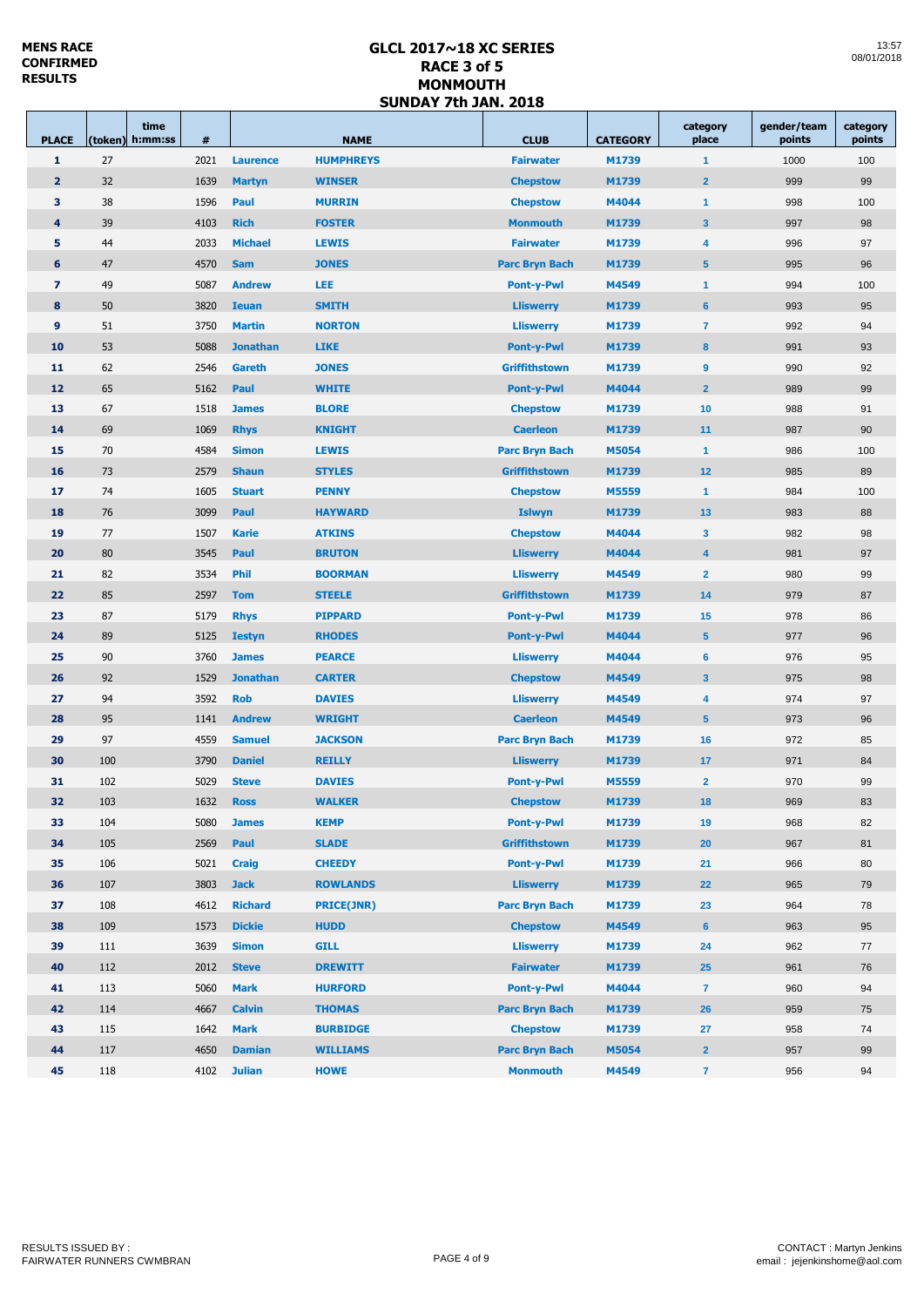**MENS RACE CONFIRMED RESULTS**

# GLCL 2017~18 XC SERIES
## RACE 3 of 5
## MONMOUTH
## SUNDAY 7th JAN. 2018

13:57
08/01/2018

| PLACE | (token) | time h:mm:ss | # | NAME | | CLUB | CATEGORY | category place | gender/team points | category points |
|---|---|---|---|---|---|---|---|---|---|---|
| 1 | 27 | | 2021 | Laurence | HUMPHREYS | Fairwater | M1739 | 1 | 1000 | 100 |
| 2 | 32 | | 1639 | Martyn | WINSER | Chepstow | M1739 | 2 | 999 | 99 |
| 3 | 38 | | 1596 | Paul | MURRIN | Chepstow | M4044 | 1 | 998 | 100 |
| 4 | 39 | | 4103 | Rich | FOSTER | Monmouth | M1739 | 3 | 997 | 98 |
| 5 | 44 | | 2033 | Michael | LEWIS | Fairwater | M1739 | 4 | 996 | 97 |
| 6 | 47 | | 4570 | Sam | JONES | Parc Bryn Bach | M1739 | 5 | 995 | 96 |
| 7 | 49 | | 5087 | Andrew | LEE | Pont-y-Pwl | M4549 | 1 | 994 | 100 |
| 8 | 50 | | 3820 | Ieuan | SMITH | Lliswerry | M1739 | 6 | 993 | 95 |
| 9 | 51 | | 3750 | Martin | NORTON | Lliswerry | M1739 | 7 | 992 | 94 |
| 10 | 53 | | 5088 | Jonathan | LIKE | Pont-y-Pwl | M1739 | 8 | 991 | 93 |
| 11 | 62 | | 2546 | Gareth | JONES | Griffithstown | M1739 | 9 | 990 | 92 |
| 12 | 65 | | 5162 | Paul | WHITE | Pont-y-Pwl | M4044 | 2 | 989 | 99 |
| 13 | 67 | | 1518 | James | BLORE | Chepstow | M1739 | 10 | 988 | 91 |
| 14 | 69 | | 1069 | Rhys | KNIGHT | Caerleon | M1739 | 11 | 987 | 90 |
| 15 | 70 | | 4584 | Simon | LEWIS | Parc Bryn Bach | M5054 | 1 | 986 | 100 |
| 16 | 73 | | 2579 | Shaun | STYLES | Griffithstown | M1739 | 12 | 985 | 89 |
| 17 | 74 | | 1605 | Stuart | PENNY | Chepstow | M5559 | 1 | 984 | 100 |
| 18 | 76 | | 3099 | Paul | HAYWARD | Islwyn | M1739 | 13 | 983 | 88 |
| 19 | 77 | | 1507 | Karie | ATKINS | Chepstow | M4044 | 3 | 982 | 98 |
| 20 | 80 | | 3545 | Paul | BRUTON | Lliswerry | M4044 | 4 | 981 | 97 |
| 21 | 82 | | 3534 | Phil | BOORMAN | Lliswerry | M4549 | 2 | 980 | 99 |
| 22 | 85 | | 2597 | Tom | STEELE | Griffithstown | M1739 | 14 | 979 | 87 |
| 23 | 87 | | 5179 | Rhys | PIPPARD | Pont-y-Pwl | M1739 | 15 | 978 | 86 |
| 24 | 89 | | 5125 | Iestyn | RHODES | Pont-y-Pwl | M4044 | 5 | 977 | 96 |
| 25 | 90 | | 3760 | James | PEARCE | Lliswerry | M4044 | 6 | 976 | 95 |
| 26 | 92 | | 1529 | Jonathan | CARTER | Chepstow | M4549 | 3 | 975 | 98 |
| 27 | 94 | | 3592 | Rob | DAVIES | Lliswerry | M4549 | 4 | 974 | 97 |
| 28 | 95 | | 1141 | Andrew | WRIGHT | Caerleon | M4549 | 5 | 973 | 96 |
| 29 | 97 | | 4559 | Samuel | JACKSON | Parc Bryn Bach | M1739 | 16 | 972 | 85 |
| 30 | 100 | | 3790 | Daniel | REILLY | Lliswerry | M1739 | 17 | 971 | 84 |
| 31 | 102 | | 5029 | Steve | DAVIES | Pont-y-Pwl | M5559 | 2 | 970 | 99 |
| 32 | 103 | | 1632 | Ross | WALKER | Chepstow | M1739 | 18 | 969 | 83 |
| 33 | 104 | | 5080 | James | KEMP | Pont-y-Pwl | M1739 | 19 | 968 | 82 |
| 34 | 105 | | 2569 | Paul | SLADE | Griffithstown | M1739 | 20 | 967 | 81 |
| 35 | 106 | | 5021 | Craig | CHEEDY | Pont-y-Pwl | M1739 | 21 | 966 | 80 |
| 36 | 107 | | 3803 | Jack | ROWLANDS | Lliswerry | M1739 | 22 | 965 | 79 |
| 37 | 108 | | 4612 | Richard | PRICE(JNR) | Parc Bryn Bach | M1739 | 23 | 964 | 78 |
| 38 | 109 | | 1573 | Dickie | HUDD | Chepstow | M4549 | 6 | 963 | 95 |
| 39 | 111 | | 3639 | Simon | GILL | Lliswerry | M1739 | 24 | 962 | 77 |
| 40 | 112 | | 2012 | Steve | DREWITT | Fairwater | M1739 | 25 | 961 | 76 |
| 41 | 113 | | 5060 | Mark | HURFORD | Pont-y-Pwl | M4044 | 7 | 960 | 94 |
| 42 | 114 | | 4667 | Calvin | THOMAS | Parc Bryn Bach | M1739 | 26 | 959 | 75 |
| 43 | 115 | | 1642 | Mark | BURBIDGE | Chepstow | M1739 | 27 | 958 | 74 |
| 44 | 117 | | 4650 | Damian | WILLIAMS | Parc Bryn Bach | M5054 | 2 | 957 | 99 |
| 45 | 118 | | 4102 | Julian | HOWE | Monmouth | M4549 | 7 | 956 | 94 |

RESULTS ISSUED BY :
FAIRWATER RUNNERS CWMBRAN

CONTACT : Martyn Jenkins
email : jejenkinshome@aol.com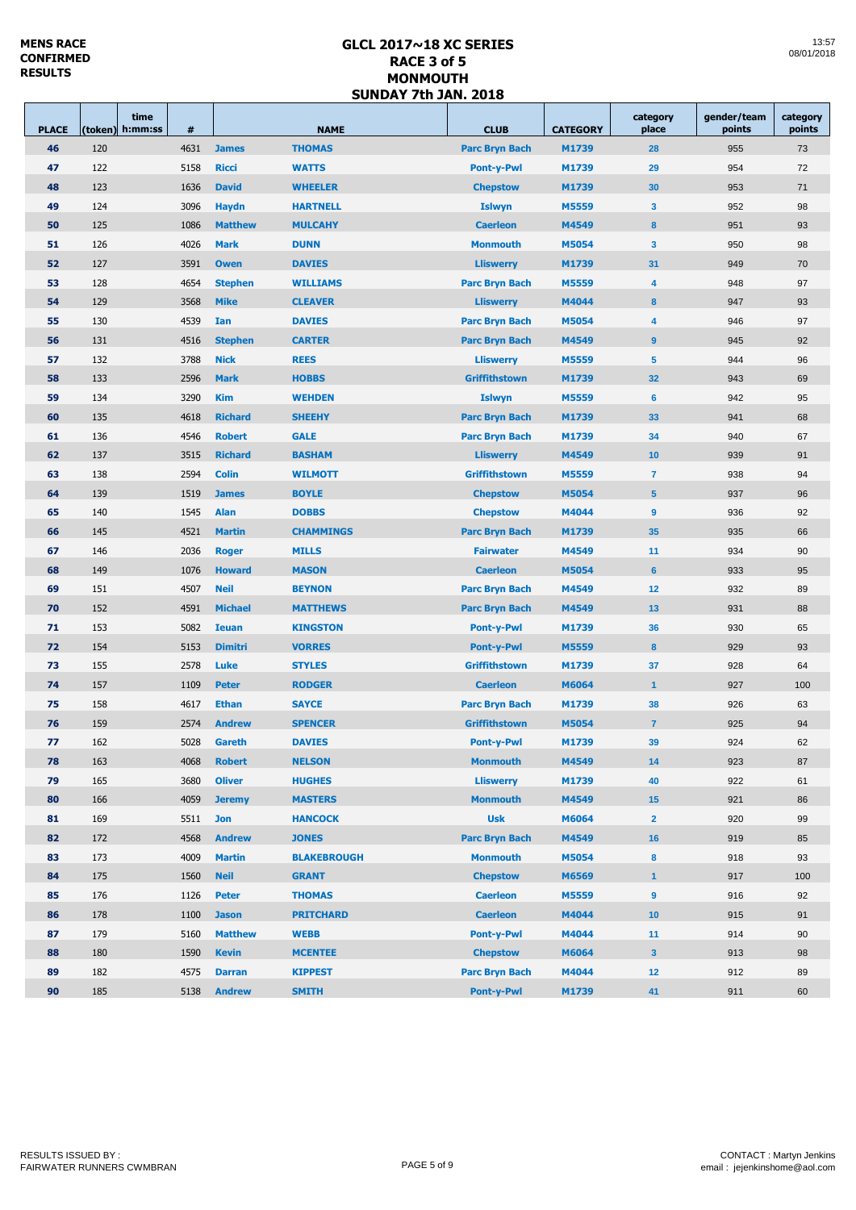**MENS RACE CONFIRMED RESULTS**

# GLCL 2017~18 XC SERIES
## RACE 3 of 5
## MONMOUTH
## SUNDAY 7th JAN. 2018

13:57
08/01/2018

| PLACE | (token) | time h:mm:ss | # | | NAME | CLUB | CATEGORY | category place | gender/team points | category points |
|---|---|---|---|---|---|---|---|---|---|---|
| 46 | 120 | | 4631 | James | THOMAS | Parc Bryn Bach | M1739 | 28 | 955 | 73 |
| 47 | 122 | | 5158 | Ricci | WATTS | Pont-y-Pwl | M1739 | 29 | 954 | 72 |
| 48 | 123 | | 1636 | David | WHEELER | Chepstow | M1739 | 30 | 953 | 71 |
| 49 | 124 | | 3096 | Haydn | HARTNELL | Islwyn | M5559 | 3 | 952 | 98 |
| 50 | 125 | | 1086 | Matthew | MULCAHY | Caerleon | M4549 | 8 | 951 | 93 |
| 51 | 126 | | 4026 | Mark | DUNN | Monmouth | M5054 | 3 | 950 | 98 |
| 52 | 127 | | 3591 | Owen | DAVIES | Lliswerry | M1739 | 31 | 949 | 70 |
| 53 | 128 | | 4654 | Stephen | WILLIAMS | Parc Bryn Bach | M5559 | 4 | 948 | 97 |
| 54 | 129 | | 3568 | Mike | CLEAVER | Lliswerry | M4044 | 8 | 947 | 93 |
| 55 | 130 | | 4539 | Ian | DAVIES | Parc Bryn Bach | M5054 | 4 | 946 | 97 |
| 56 | 131 | | 4516 | Stephen | CARTER | Parc Bryn Bach | M4549 | 9 | 945 | 92 |
| 57 | 132 | | 3788 | Nick | REES | Lliswerry | M5559 | 5 | 944 | 96 |
| 58 | 133 | | 2596 | Mark | HOBBS | Griffithstown | M1739 | 32 | 943 | 69 |
| 59 | 134 | | 3290 | Kim | WEHDEN | Islwyn | M5559 | 6 | 942 | 95 |
| 60 | 135 | | 4618 | Richard | SHEEHY | Parc Bryn Bach | M1739 | 33 | 941 | 68 |
| 61 | 136 | | 4546 | Robert | GALE | Parc Bryn Bach | M1739 | 34 | 940 | 67 |
| 62 | 137 | | 3515 | Richard | BASHAM | Lliswerry | M4549 | 10 | 939 | 91 |
| 63 | 138 | | 2594 | Colin | WILMOTT | Griffithstown | M5559 | 7 | 938 | 94 |
| 64 | 139 | | 1519 | James | BOYLE | Chepstow | M5054 | 5 | 937 | 96 |
| 65 | 140 | | 1545 | Alan | DOBBS | Chepstow | M4044 | 9 | 936 | 92 |
| 66 | 145 | | 4521 | Martin | CHAMMINGS | Parc Bryn Bach | M1739 | 35 | 935 | 66 |
| 67 | 146 | | 2036 | Roger | MILLS | Fairwater | M4549 | 11 | 934 | 90 |
| 68 | 149 | | 1076 | Howard | MASON | Caerleon | M5054 | 6 | 933 | 95 |
| 69 | 151 | | 4507 | Neil | BEYNON | Parc Bryn Bach | M4549 | 12 | 932 | 89 |
| 70 | 152 | | 4591 | Michael | MATTHEWS | Parc Bryn Bach | M4549 | 13 | 931 | 88 |
| 71 | 153 | | 5082 | Ieuan | KINGSTON | Pont-y-Pwl | M1739 | 36 | 930 | 65 |
| 72 | 154 | | 5153 | Dimitri | VORRES | Pont-y-Pwl | M5559 | 8 | 929 | 93 |
| 73 | 155 | | 2578 | Luke | STYLES | Griffithstown | M1739 | 37 | 928 | 64 |
| 74 | 157 | | 1109 | Peter | RODGER | Caerleon | M6064 | 1 | 927 | 100 |
| 75 | 158 | | 4617 | Ethan | SAYCE | Parc Bryn Bach | M1739 | 38 | 926 | 63 |
| 76 | 159 | | 2574 | Andrew | SPENCER | Griffithstown | M5054 | 7 | 925 | 94 |
| 77 | 162 | | 5028 | Gareth | DAVIES | Pont-y-Pwl | M1739 | 39 | 924 | 62 |
| 78 | 163 | | 4068 | Robert | NELSON | Monmouth | M4549 | 14 | 923 | 87 |
| 79 | 165 | | 3680 | Oliver | HUGHES | Lliswerry | M1739 | 40 | 922 | 61 |
| 80 | 166 | | 4059 | Jeremy | MASTERS | Monmouth | M4549 | 15 | 921 | 86 |
| 81 | 169 | | 5511 | Jon | HANCOCK | Usk | M6064 | 2 | 920 | 99 |
| 82 | 172 | | 4568 | Andrew | JONES | Parc Bryn Bach | M4549 | 16 | 919 | 85 |
| 83 | 173 | | 4009 | Martin | BLAKEBROUGH | Monmouth | M5054 | 8 | 918 | 93 |
| 84 | 175 | | 1560 | Neil | GRANT | Chepstow | M6569 | 1 | 917 | 100 |
| 85 | 176 | | 1126 | Peter | THOMAS | Caerleon | M5559 | 9 | 916 | 92 |
| 86 | 178 | | 1100 | Jason | PRITCHARD | Caerleon | M4044 | 10 | 915 | 91 |
| 87 | 179 | | 5160 | Matthew | WEBB | Pont-y-Pwl | M4044 | 11 | 914 | 90 |
| 88 | 180 | | 1590 | Kevin | MCENTEE | Chepstow | M6064 | 3 | 913 | 98 |
| 89 | 182 | | 4575 | Darran | KIPPEST | Parc Bryn Bach | M4044 | 12 | 912 | 89 |
| 90 | 185 | | 5138 | Andrew | SMITH | Pont-y-Pwl | M1739 | 41 | 911 | 60 |

RESULTS ISSUED BY :
FAIRWATER RUNNERS CWMBRAN

CONTACT : Martyn Jenkins
email : jejenkinshome@aol.com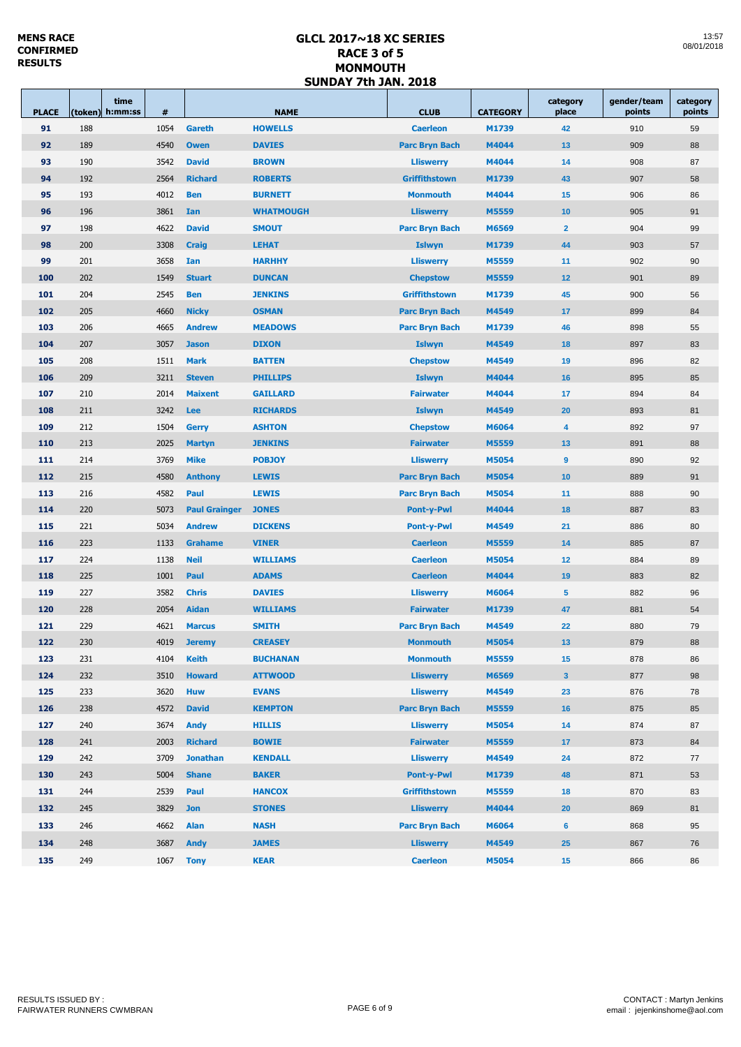**MENS RACE**
**CONFIRMED**
**RESULTS**

# GLCL 2017~18 XC SERIES
## RACE 3 of 5
## MONMOUTH
## SUNDAY 7th JAN. 2018

13:57
08/01/2018

| PLACE | (token) | time h:mm:ss | # | NAME | | CLUB | CATEGORY | category place | gender/team points | category points |
|---|---|---|---|---|---|---|---|---|---|---|
| 91 | 188 | | 1054 | Gareth | HOWELLS | Caerleon | M1739 | 42 | 910 | 59 |
| 92 | 189 | | 4540 | Owen | DAVIES | Parc Bryn Bach | M4044 | 13 | 909 | 88 |
| 93 | 190 | | 3542 | David | BROWN | Lliswerry | M4044 | 14 | 908 | 87 |
| 94 | 192 | | 2564 | Richard | ROBERTS | Griffithstown | M1739 | 43 | 907 | 58 |
| 95 | 193 | | 4012 | Ben | BURNETT | Monmouth | M4044 | 15 | 906 | 86 |
| 96 | 196 | | 3861 | Ian | WHATMOUGH | Lliswerry | M5559 | 10 | 905 | 91 |
| 97 | 198 | | 4622 | David | SMOUT | Parc Bryn Bach | M6569 | 2 | 904 | 99 |
| 98 | 200 | | 3308 | Craig | LEHAT | Islwyn | M1739 | 44 | 903 | 57 |
| 99 | 201 | | 3658 | Ian | HARHHY | Lliswerry | M5559 | 11 | 902 | 90 |
| 100 | 202 | | 1549 | Stuart | DUNCAN | Chepstow | M5559 | 12 | 901 | 89 |
| 101 | 204 | | 2545 | Ben | JENKINS | Griffithstown | M1739 | 45 | 900 | 56 |
| 102 | 205 | | 4660 | Nicky | OSMAN | Parc Bryn Bach | M4549 | 17 | 899 | 84 |
| 103 | 206 | | 4665 | Andrew | MEADOWS | Parc Bryn Bach | M1739 | 46 | 898 | 55 |
| 104 | 207 | | 3057 | Jason | DIXON | Islwyn | M4549 | 18 | 897 | 83 |
| 105 | 208 | | 1511 | Mark | BATTEN | Chepstow | M4549 | 19 | 896 | 82 |
| 106 | 209 | | 3211 | Steven | PHILLIPS | Islwyn | M4044 | 16 | 895 | 85 |
| 107 | 210 | | 2014 | Maixent | GAILLARD | Fairwater | M4044 | 17 | 894 | 84 |
| 108 | 211 | | 3242 | Lee | RICHARDS | Islwyn | M4549 | 20 | 893 | 81 |
| 109 | 212 | | 1504 | Gerry | ASHTON | Chepstow | M6064 | 4 | 892 | 97 |
| 110 | 213 | | 2025 | Martyn | JENKINS | Fairwater | M5559 | 13 | 891 | 88 |
| 111 | 214 | | 3769 | Mike | POBJOY | Lliswerry | M5054 | 9 | 890 | 92 |
| 112 | 215 | | 4580 | Anthony | LEWIS | Parc Bryn Bach | M5054 | 10 | 889 | 91 |
| 113 | 216 | | 4582 | Paul | LEWIS | Parc Bryn Bach | M5054 | 11 | 888 | 90 |
| 114 | 220 | | 5073 | Paul Grainger | JONES | Pont-y-Pwl | M4044 | 18 | 887 | 83 |
| 115 | 221 | | 5034 | Andrew | DICKENS | Pont-y-Pwl | M4549 | 21 | 886 | 80 |
| 116 | 223 | | 1133 | Grahame | VINER | Caerleon | M5559 | 14 | 885 | 87 |
| 117 | 224 | | 1138 | Neil | WILLIAMS | Caerleon | M5054 | 12 | 884 | 89 |
| 118 | 225 | | 1001 | Paul | ADAMS | Caerleon | M4044 | 19 | 883 | 82 |
| 119 | 227 | | 3582 | Chris | DAVIES | Lliswerry | M6064 | 5 | 882 | 96 |
| 120 | 228 | | 2054 | Aidan | WILLIAMS | Fairwater | M1739 | 47 | 881 | 54 |
| 121 | 229 | | 4621 | Marcus | SMITH | Parc Bryn Bach | M4549 | 22 | 880 | 79 |
| 122 | 230 | | 4019 | Jeremy | CREASEY | Monmouth | M5054 | 13 | 879 | 88 |
| 123 | 231 | | 4104 | Keith | BUCHANAN | Monmouth | M5559 | 15 | 878 | 86 |
| 124 | 232 | | 3510 | Howard | ATTWOOD | Lliswerry | M6569 | 3 | 877 | 98 |
| 125 | 233 | | 3620 | Huw | EVANS | Lliswerry | M4549 | 23 | 876 | 78 |
| 126 | 238 | | 4572 | David | KEMPTON | Parc Bryn Bach | M5559 | 16 | 875 | 85 |
| 127 | 240 | | 3674 | Andy | HILLIS | Lliswerry | M5054 | 14 | 874 | 87 |
| 128 | 241 | | 2003 | Richard | BOWIE | Fairwater | M5559 | 17 | 873 | 84 |
| 129 | 242 | | 3709 | Jonathan | KENDALL | Lliswerry | M4549 | 24 | 872 | 77 |
| 130 | 243 | | 5004 | Shane | BAKER | Pont-y-Pwl | M1739 | 48 | 871 | 53 |
| 131 | 244 | | 2539 | Paul | HANCOX | Griffithstown | M5559 | 18 | 870 | 83 |
| 132 | 245 | | 3829 | Jon | STONES | Lliswerry | M4044 | 20 | 869 | 81 |
| 133 | 246 | | 4662 | Alan | NASH | Parc Bryn Bach | M6064 | 6 | 868 | 95 |
| 134 | 248 | | 3687 | Andy | JAMES | Lliswerry | M4549 | 25 | 867 | 76 |
| 135 | 249 | | 1067 | Tony | KEAR | Caerleon | M5054 | 15 | 866 | 86 |

RESULTS ISSUED BY :
FAIRWATER RUNNERS CWMBRAN

CONTACT : Martyn Jenkins
email : jejenkinshome@aol.com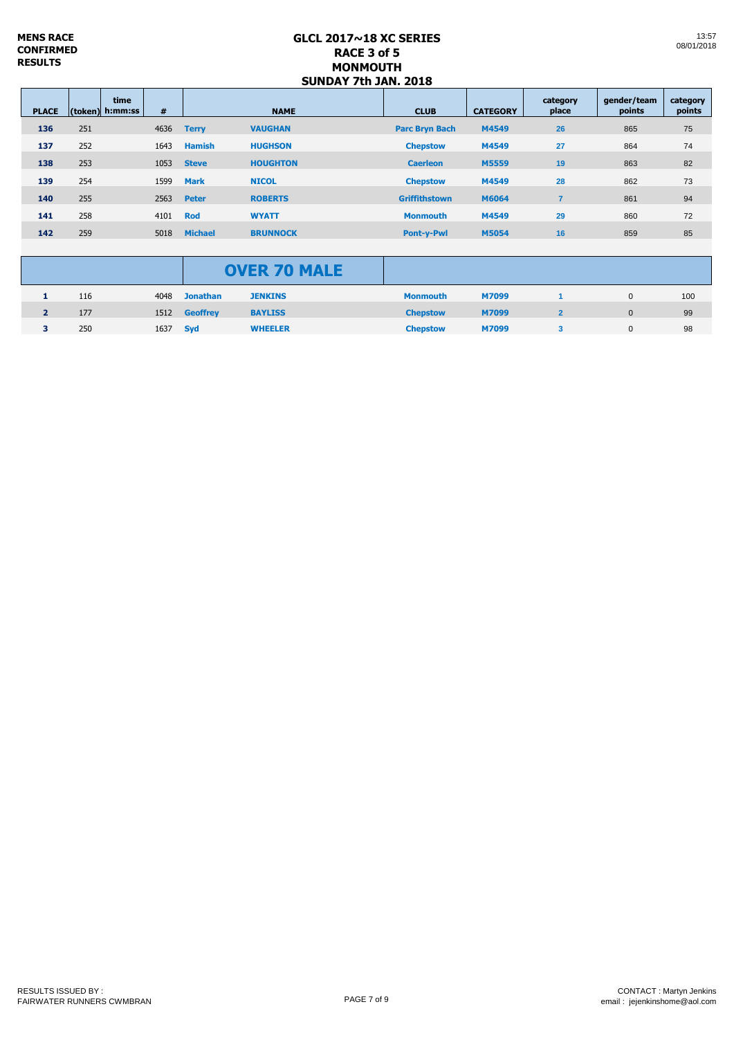MENS RACE
CONFIRMED
RESULTS

# GLCL 2017~18 XC SERIES
## RACE 3 of 5
## MONMOUTH
## SUNDAY 7th JAN. 2018

13:57
08/01/2018

| PLACE | (token) | time h:mm:ss | # | NAME | | CLUB | CATEGORY | category place | gender/team points | category points |
|---|---|---|---|---|---|---|---|---|---|---|
| 136 | 251 | | 4636 | Terry | VAUGHAN | Parc Bryn Bach | M4549 | 26 | 865 | 75 |
| 137 | 252 | | 1643 | Hamish | HUGHSON | Chepstow | M4549 | 27 | 864 | 74 |
| 138 | 253 | | 1053 | Steve | HOUGHTON | Caerleon | M5559 | 19 | 863 | 82 |
| 139 | 254 | | 1599 | Mark | NICOL | Chepstow | M4549 | 28 | 862 | 73 |
| 140 | 255 | | 2563 | Peter | ROBERTS | Griffithstown | M6064 | 7 | 861 | 94 |
| 141 | 258 | | 4101 | Rod | WYATT | Monmouth | M4549 | 29 | 860 | 72 |
| 142 | 259 | | 5018 | Michael | BRUNNOCK | Pont-y-Pwl | M5054 | 16 | 859 | 85 |
| | | | | **OVER 70 MALE** | | | | | | |
| 1 | 116 | | 4048 | Jonathan | JENKINS | Monmouth | M7099 | 1 | 0 | 100 |
| 2 | 177 | | 1512 | Geoffrey | BAYLISS | Chepstow | M7099 | 2 | 0 | 99 |
| 3 | 250 | | 1637 | Syd | WHEELER | Chepstow | M7099 | 3 | 0 | 98 |

RESULTS ISSUED BY :
FAIRWATER RUNNERS CWMBRAN

CONTACT : Martyn Jenkins
email : jejenkinshome@aol.com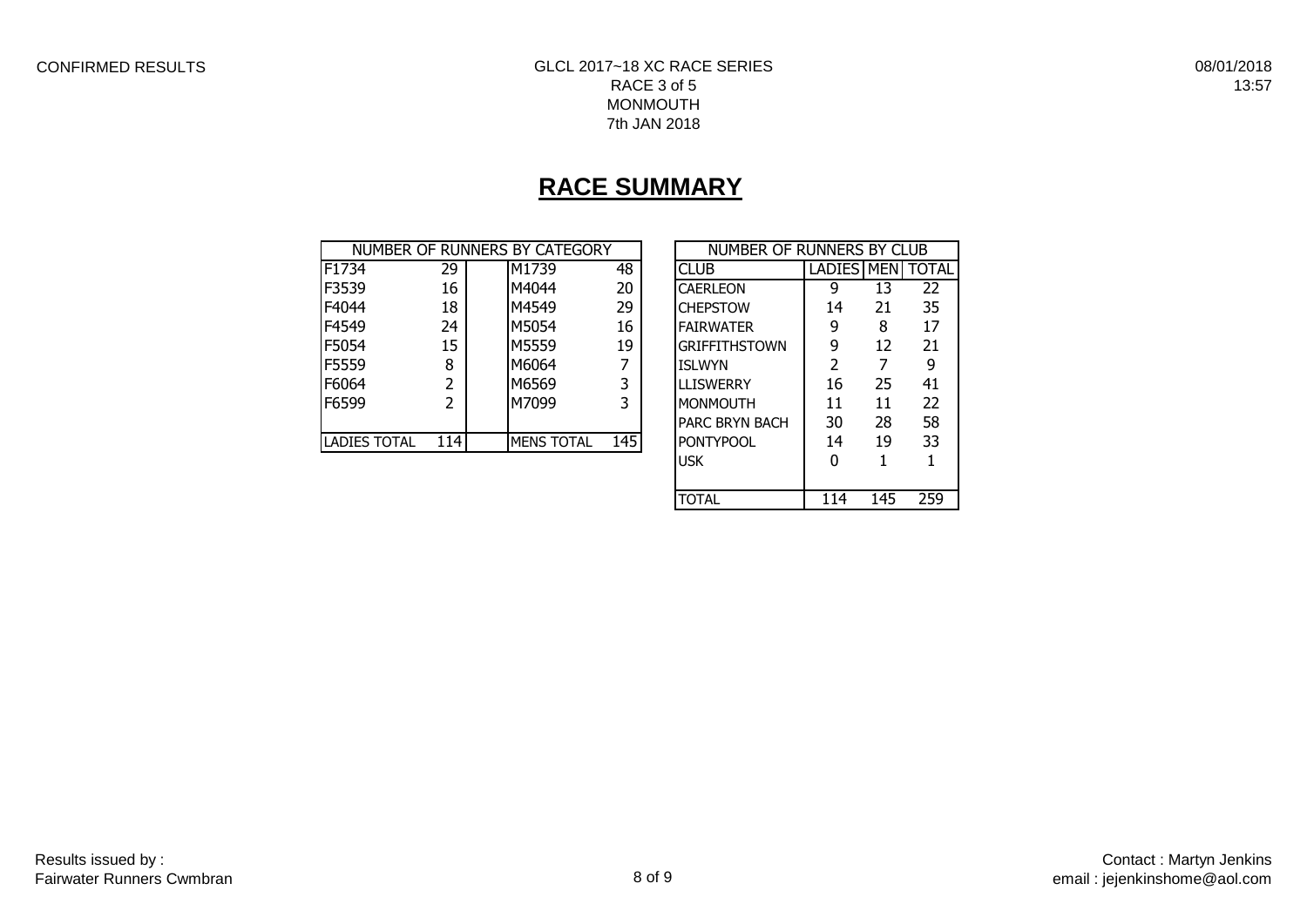CONFIRMED RESULTS

GLCL 2017~18 XC RACE SERIES
RACE 3 of 5
MONMOUTH
7th JAN 2018

08/01/2018
13:57

# RACE SUMMARY

| NUMBER OF RUNNERS BY CATEGORY | | | | |
|---|---|---|---|---|
| F1734 | 29 | | M1739 | 48 |
| F3539 | 16 | | M4044 | 20 |
| F4044 | 18 | | M4549 | 29 |
| F4549 | 24 | | M5054 | 16 |
| F5054 | 15 | | M5559 | 19 |
| F5559 | 8 | | M6064 | 7 |
| F6064 | 2 | | M6569 | 3 |
| F6599 | 2 | | M7099 | 3 |
| | | | | |
| LADIES TOTAL | 114 | | MENS TOTAL | 145 |

| NUMBER OF RUNNERS BY CLUB | | | |
|---|---|---|---|
| CLUB | LADIES | MEN | TOTAL |
| CAERLEON | 9 | 13 | 22 |
| CHEPSTOW | 14 | 21 | 35 |
| FAIRWATER | 9 | 8 | 17 |
| GRIFFITHSTOWN | 9 | 12 | 21 |
| ISLWYN | 2 | 7 | 9 |
| LLISWERRY | 16 | 25 | 41 |
| MONMOUTH | 11 | 11 | 22 |
| PARC BRYN BACH | 30 | 28 | 58 |
| PONTYPOOL | 14 | 19 | 33 |
| USK | 0 | 1 | 1 |
| | | | |
| TOTAL | 114 | 145 | 259 |

Results issued by :
Fairwater Runners Cwmbran

Contact : Martyn Jenkins
email : jejenkinshome@aol.com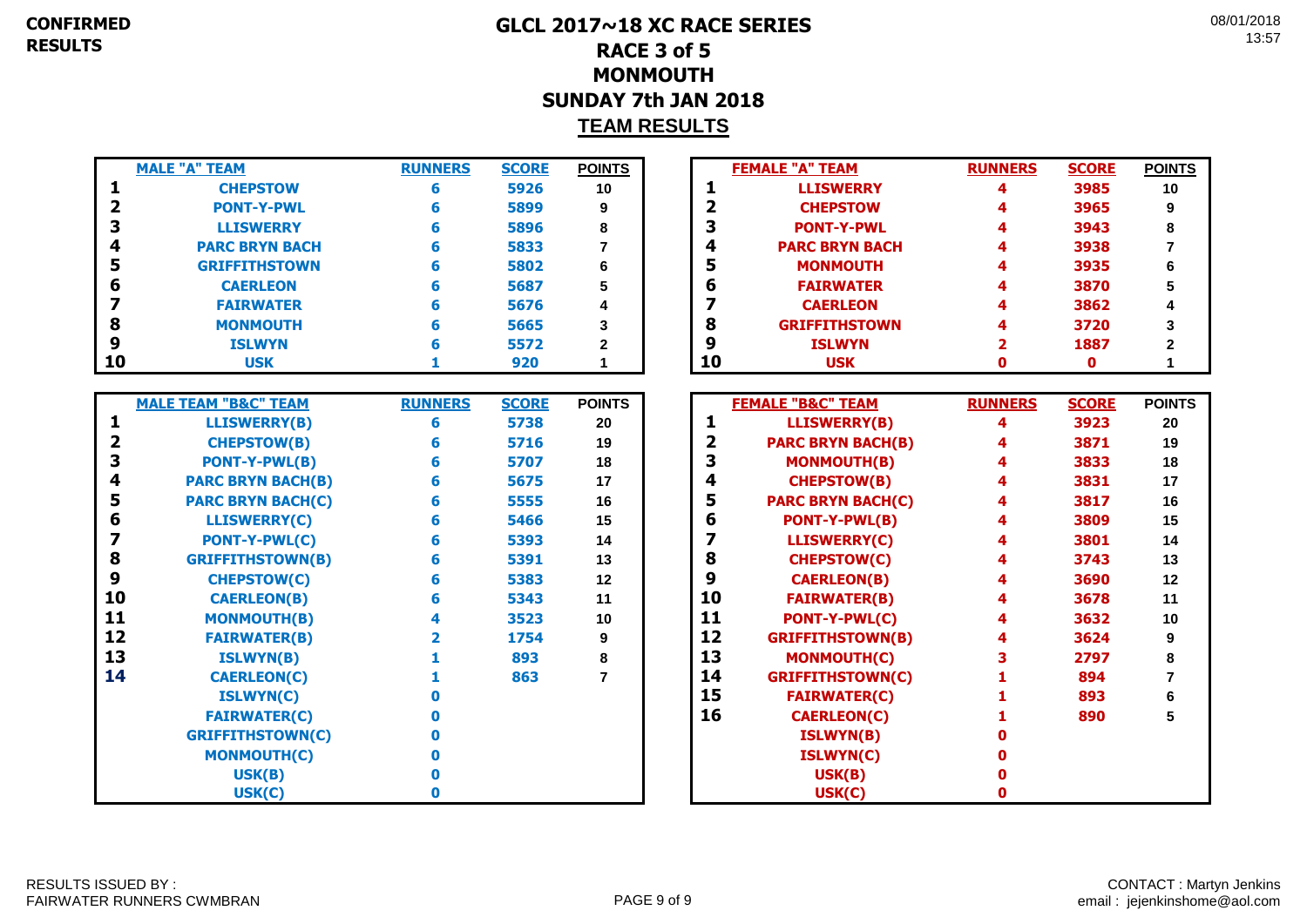**CONFIRMED RESULTS**

08/01/2018 13:57

# GLCL 2017~18 XC RACE SERIES
## RACE 3 of 5
## MONMOUTH
## SUNDAY 7th JAN 2018
## TEAM RESULTS

| | MALE "A" TEAM | RUNNERS | SCORE | POINTS |
|---|---|---|---|---|
| 1 | CHEPSTOW | 6 | 5926 | 10 |
| 2 | PONT-Y-PWL | 6 | 5899 | 9 |
| 3 | LLISWERRY | 6 | 5896 | 8 |
| 4 | PARC BRYN BACH | 6 | 5833 | 7 |
| 5 | GRIFFITHSTOWN | 6 | 5802 | 6 |
| 6 | CAERLEON | 6 | 5687 | 5 |
| 7 | FAIRWATER | 6 | 5676 | 4 |
| 8 | MONMOUTH | 6 | 5665 | 3 |
| 9 | ISLWYN | 6 | 5572 | 2 |
| 10 | USK | 1 | 920 | 1 |

| | FEMALE "A" TEAM | RUNNERS | SCORE | POINTS |
|---|---|---|---|---|
| 1 | LLISWERRY | 4 | 3985 | 10 |
| 2 | CHEPSTOW | 4 | 3965 | 9 |
| 3 | PONT-Y-PWL | 4 | 3943 | 8 |
| 4 | PARC BRYN BACH | 4 | 3938 | 7 |
| 5 | MONMOUTH | 4 | 3935 | 6 |
| 6 | FAIRWATER | 4 | 3870 | 5 |
| 7 | CAERLEON | 4 | 3862 | 4 |
| 8 | GRIFFITHSTOWN | 4 | 3720 | 3 |
| 9 | ISLWYN | 2 | 1887 | 2 |
| 10 | USK | 0 | 0 | 1 |

| | MALE TEAM "B&C" TEAM | RUNNERS | SCORE | POINTS |
|---|---|---|---|---|
| 1 | LLISWERRY(B) | 6 | 5738 | 20 |
| 2 | CHEPSTOW(B) | 6 | 5716 | 19 |
| 3 | PONT-Y-PWL(B) | 6 | 5707 | 18 |
| 4 | PARC BRYN BACH(B) | 6 | 5675 | 17 |
| 5 | PARC BRYN BACH(C) | 6 | 5555 | 16 |
| 6 | LLISWERRY(C) | 6 | 5466 | 15 |
| 7 | PONT-Y-PWL(C) | 6 | 5393 | 14 |
| 8 | GRIFFITHSTOWN(B) | 6 | 5391 | 13 |
| 9 | CHEPSTOW(C) | 6 | 5383 | 12 |
| 10 | CAERLEON(B) | 6 | 5343 | 11 |
| 11 | MONMOUTH(B) | 4 | 3523 | 10 |
| 12 | FAIRWATER(B) | 2 | 1754 | 9 |
| 13 | ISLWYN(B) | 1 | 893 | 8 |
| 14 | CAERLEON(C) | 1 | 863 | 7 |
| | ISLWYN(C) | 0 | | |
| | FAIRWATER(C) | 0 | | |
| | GRIFFITHSTOWN(C) | 0 | | |
| | MONMOUTH(C) | 0 | | |
| | USK(B) | 0 | | |
| | USK(C) | 0 | | |

| | FEMALE "B&C" TEAM | RUNNERS | SCORE | POINTS |
|---|---|---|---|---|
| 1 | LLISWERRY(B) | 4 | 3923 | 20 |
| 2 | PARC BRYN BACH(B) | 4 | 3871 | 19 |
| 3 | MONMOUTH(B) | 4 | 3833 | 18 |
| 4 | CHEPSTOW(B) | 4 | 3831 | 17 |
| 5 | PARC BRYN BACH(C) | 4 | 3817 | 16 |
| 6 | PONT-Y-PWL(B) | 4 | 3809 | 15 |
| 7 | LLISWERRY(C) | 4 | 3801 | 14 |
| 8 | CHEPSTOW(C) | 4 | 3743 | 13 |
| 9 | CAERLEON(B) | 4 | 3690 | 12 |
| 10 | FAIRWATER(B) | 4 | 3678 | 11 |
| 11 | PONT-Y-PWL(C) | 4 | 3632 | 10 |
| 12 | GRIFFITHSTOWN(B) | 4 | 3624 | 9 |
| 13 | MONMOUTH(C) | 3 | 2797 | 8 |
| 14 | GRIFFITHSTOWN(C) | 1 | 894 | 7 |
| 15 | FAIRWATER(C) | 1 | 893 | 6 |
| 16 | CAERLEON(C) | 1 | 890 | 5 |
| | ISLWYN(B) | 0 | | |
| | ISLWYN(C) | 0 | | |
| | USK(B) | 0 | | |
| | USK(C) | 0 | | |

RESULTS ISSUED BY :
FAIRWATER RUNNERS CWMBRAN

CONTACT : Martyn Jenkins
email : jejenkinshome@aol.com